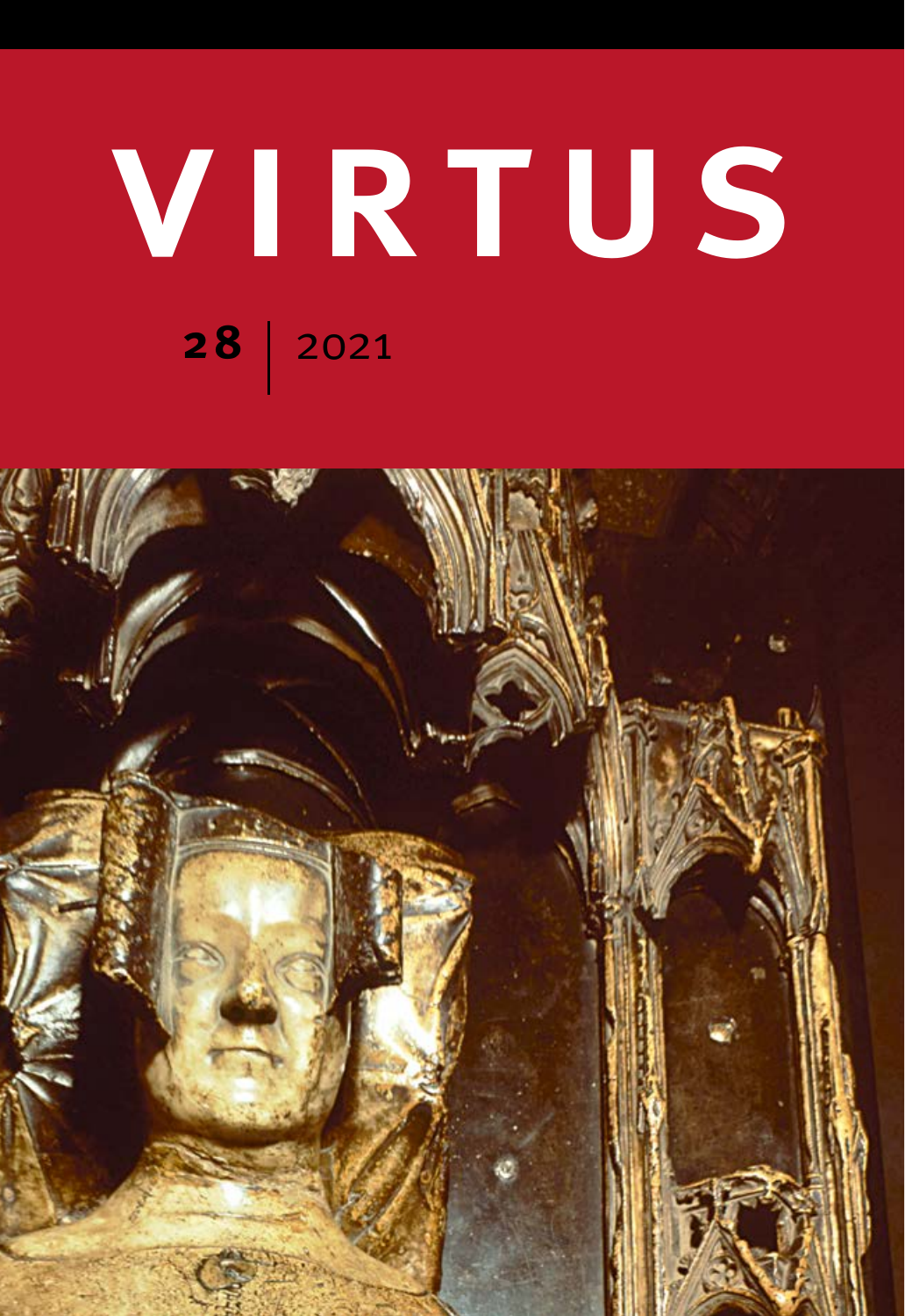# VIRTUS

**28** | 2021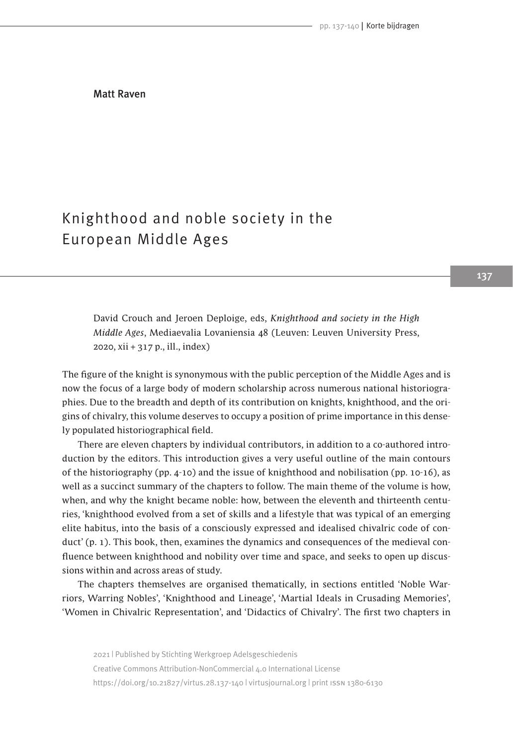Matt Raven

# Knighthood and noble society in the European Middle Ages

David Crouch and Jeroen Deploige, eds, *Knighthood and society in the High Middle Ages*, Mediaevalia Lovaniensia 48 (Leuven: Leuven University Press, 2020, xii + 317 p., ill., index)

The figure of the knight is synonymous with the public perception of the Middle Ages and is now the focus of a large body of modern scholarship across numerous national historiographies. Due to the breadth and depth of its contribution on knights, knighthood, and the origins of chivalry, this volume deserves to occupy a position of prime importance in this densely populated historiographical field.

There are eleven chapters by individual contributors, in addition to a co-authored introduction by the editors. This introduction gives a very useful outline of the main contours of the historiography (pp. 4-10) and the issue of knighthood and nobilisation (pp. 10-16), as well as a succinct summary of the chapters to follow. The main theme of the volume is how, when, and why the knight became noble: how, between the eleventh and thirteenth centuries, 'knighthood evolved from a set of skills and a lifestyle that was typical of an emerging elite habitus, into the basis of a consciously expressed and idealised chivalric code of conduct' (p. 1). This book, then, examines the dynamics and consequences of the medieval confluence between knighthood and nobility over time and space, and seeks to open up discussions within and across areas of study.

The chapters themselves are organised thematically, in sections entitled 'Noble Warriors, Warring Nobles', 'Knighthood and Lineage', 'Martial Ideals in Crusading Memories', 'Women in Chivalric Representation', and 'Didactics of Chivalry'. The first two chapters in

2021 | Published by Stichting Werkgroep Adelsgeschiedenis
Creative Commons Attribution-NonCommercial 4.0 International License
https://doi.org/10.21827/virtus.28.137-140 | virtusjournal.org | print ISSN 1380-6130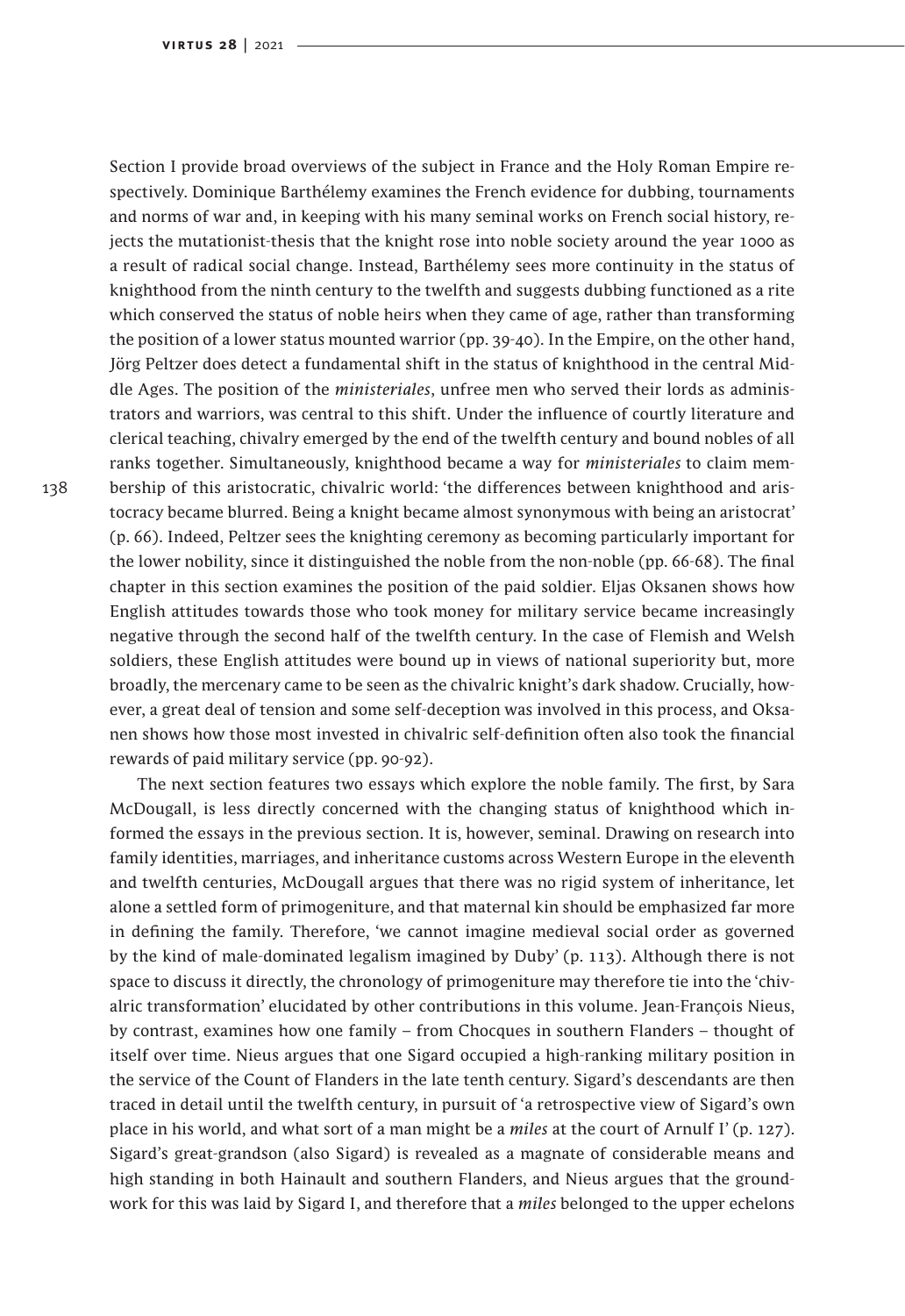Section I provide broad overviews of the subject in France and the Holy Roman Empire respectively. Dominique Barthélemy examines the French evidence for dubbing, tournaments and norms of war and, in keeping with his many seminal works on French social history, rejects the mutationist-thesis that the knight rose into noble society around the year 1000 as a result of radical social change. Instead, Barthélemy sees more continuity in the status of knighthood from the ninth century to the twelfth and suggests dubbing functioned as a rite which conserved the status of noble heirs when they came of age, rather than transforming the position of a lower status mounted warrior (pp. 39-40). In the Empire, on the other hand, Jörg Peltzer does detect a fundamental shift in the status of knighthood in the central Middle Ages. The position of the *ministeriales*, unfree men who served their lords as administrators and warriors, was central to this shift. Under the influence of courtly literature and clerical teaching, chivalry emerged by the end of the twelfth century and bound nobles of all ranks together. Simultaneously, knighthood became a way for *ministeriales* to claim membership of this aristocratic, chivalric world: 'the differences between knighthood and aristocracy became blurred. Being a knight became almost synonymous with being an aristocrat' (p. 66). Indeed, Peltzer sees the knighting ceremony as becoming particularly important for the lower nobility, since it distinguished the noble from the non-noble (pp. 66-68). The final chapter in this section examines the position of the paid soldier. Eljas Oksanen shows how English attitudes towards those who took money for military service became increasingly negative through the second half of the twelfth century. In the case of Flemish and Welsh soldiers, these English attitudes were bound up in views of national superiority but, more broadly, the mercenary came to be seen as the chivalric knight's dark shadow. Crucially, however, a great deal of tension and some self-deception was involved in this process, and Oksanen shows how those most invested in chivalric self-definition often also took the financial rewards of paid military service (pp. 90-92).

The next section features two essays which explore the noble family. The first, by Sara McDougall, is less directly concerned with the changing status of knighthood which informed the essays in the previous section. It is, however, seminal. Drawing on research into family identities, marriages, and inheritance customs across Western Europe in the eleventh and twelfth centuries, McDougall argues that there was no rigid system of inheritance, let alone a settled form of primogeniture, and that maternal kin should be emphasized far more in defining the family. Therefore, 'we cannot imagine medieval social order as governed by the kind of male-dominated legalism imagined by Duby' (p. 113). Although there is not space to discuss it directly, the chronology of primogeniture may therefore tie into the 'chivalric transformation' elucidated by other contributions in this volume. Jean-François Nieus, by contrast, examines how one family – from Chocques in southern Flanders – thought of itself over time. Nieus argues that one Sigard occupied a high-ranking military position in the service of the Count of Flanders in the late tenth century. Sigard's descendants are then traced in detail until the twelfth century, in pursuit of 'a retrospective view of Sigard's own place in his world, and what sort of a man might be a *miles* at the court of Arnulf I' (p. 127). Sigard's great-grandson (also Sigard) is revealed as a magnate of considerable means and high standing in both Hainault and southern Flanders, and Nieus argues that the groundwork for this was laid by Sigard I, and therefore that a *miles* belonged to the upper echelons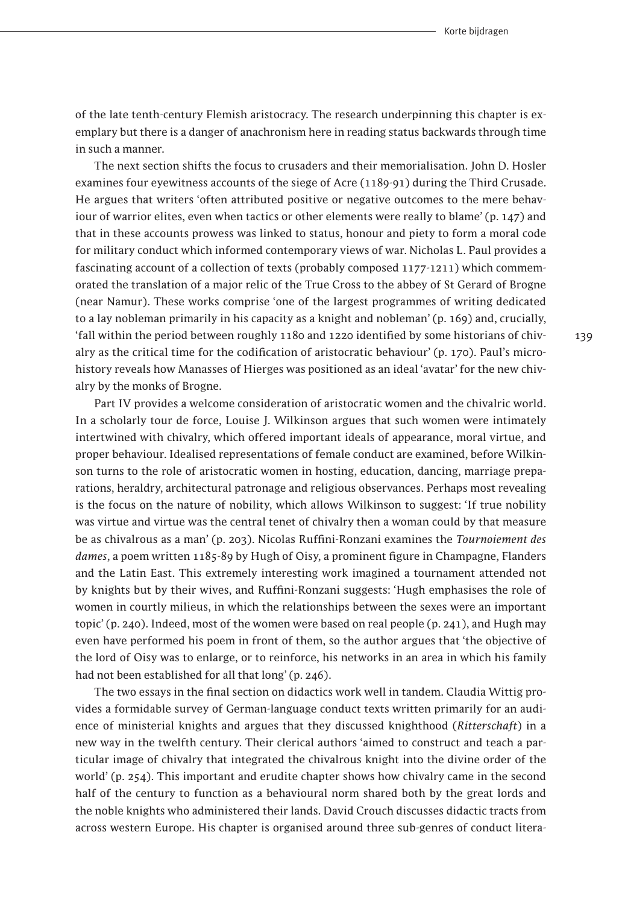of the late tenth-century Flemish aristocracy. The research underpinning this chapter is exemplary but there is a danger of anachronism here in reading status backwards through time in such a manner.

The next section shifts the focus to crusaders and their memorialisation. John D. Hosler examines four eyewitness accounts of the siege of Acre (1189-91) during the Third Crusade. He argues that writers 'often attributed positive or negative outcomes to the mere behaviour of warrior elites, even when tactics or other elements were really to blame' (p. 147) and that in these accounts prowess was linked to status, honour and piety to form a moral code for military conduct which informed contemporary views of war. Nicholas L. Paul provides a fascinating account of a collection of texts (probably composed 1177-1211) which commemorated the translation of a major relic of the True Cross to the abbey of St Gerard of Brogne (near Namur). These works comprise 'one of the largest programmes of writing dedicated to a lay nobleman primarily in his capacity as a knight and nobleman' (p. 169) and, crucially, 'fall within the period between roughly 1180 and 1220 identified by some historians of chivalry as the critical time for the codification of aristocratic behaviour' (p. 170). Paul's microhistory reveals how Manasses of Hierges was positioned as an ideal 'avatar' for the new chivalry by the monks of Brogne.

Part IV provides a welcome consideration of aristocratic women and the chivalric world. In a scholarly tour de force, Louise J. Wilkinson argues that such women were intimately intertwined with chivalry, which offered important ideals of appearance, moral virtue, and proper behaviour. Idealised representations of female conduct are examined, before Wilkinson turns to the role of aristocratic women in hosting, education, dancing, marriage preparations, heraldry, architectural patronage and religious observances. Perhaps most revealing is the focus on the nature of nobility, which allows Wilkinson to suggest: 'If true nobility was virtue and virtue was the central tenet of chivalry then a woman could by that measure be as chivalrous as a man' (p. 203). Nicolas Ruffini-Ronzani examines the *Tournoiement des dames*, a poem written 1185-89 by Hugh of Oisy, a prominent figure in Champagne, Flanders and the Latin East. This extremely interesting work imagined a tournament attended not by knights but by their wives, and Ruffini-Ronzani suggests: 'Hugh emphasises the role of women in courtly milieus, in which the relationships between the sexes were an important topic' (p. 240). Indeed, most of the women were based on real people (p. 241), and Hugh may even have performed his poem in front of them, so the author argues that 'the objective of the lord of Oisy was to enlarge, or to reinforce, his networks in an area in which his family had not been established for all that long' (p. 246).

The two essays in the final section on didactics work well in tandem. Claudia Wittig provides a formidable survey of German-language conduct texts written primarily for an audience of ministerial knights and argues that they discussed knighthood (*Ritterschaft*) in a new way in the twelfth century. Their clerical authors 'aimed to construct and teach a particular image of chivalry that integrated the chivalrous knight into the divine order of the world' (p. 254). This important and erudite chapter shows how chivalry came in the second half of the century to function as a behavioural norm shared both by the great lords and the noble knights who administered their lands. David Crouch discusses didactic tracts from across western Europe. His chapter is organised around three sub-genres of conduct litera-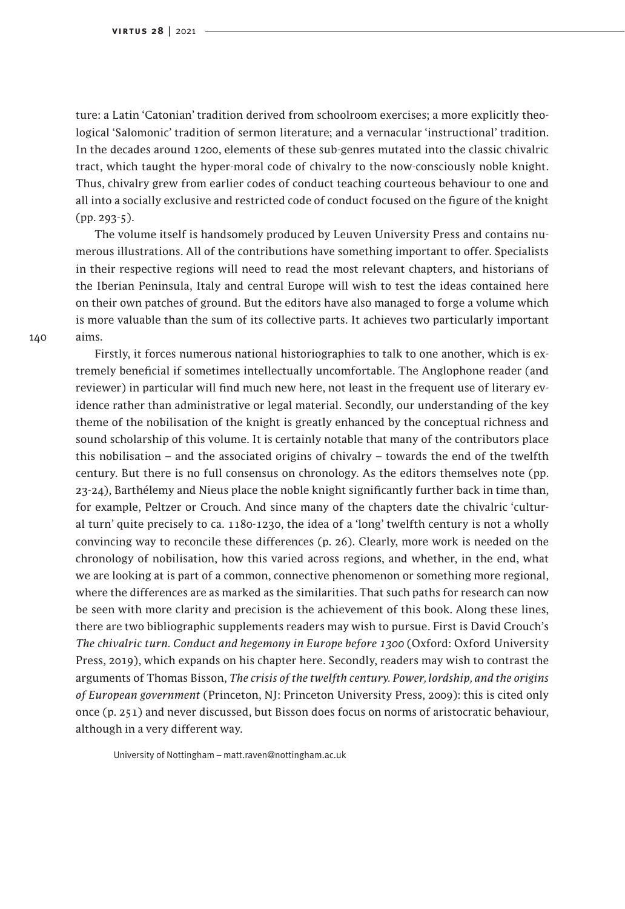ture: a Latin 'Catonian' tradition derived from schoolroom exercises; a more explicitly theological 'Salomonic' tradition of sermon literature; and a vernacular 'instructional' tradition. In the decades around 1200, elements of these sub-genres mutated into the classic chivalric tract, which taught the hyper-moral code of chivalry to the now-consciously noble knight. Thus, chivalry grew from earlier codes of conduct teaching courteous behaviour to one and all into a socially exclusive and restricted code of conduct focused on the figure of the knight (pp. 293-5).

The volume itself is handsomely produced by Leuven University Press and contains numerous illustrations. All of the contributions have something important to offer. Specialists in their respective regions will need to read the most relevant chapters, and historians of the Iberian Peninsula, Italy and central Europe will wish to test the ideas contained here on their own patches of ground. But the editors have also managed to forge a volume which is more valuable than the sum of its collective parts. It achieves two particularly important aims.

Firstly, it forces numerous national historiographies to talk to one another, which is extremely beneficial if sometimes intellectually uncomfortable. The Anglophone reader (and reviewer) in particular will find much new here, not least in the frequent use of literary evidence rather than administrative or legal material. Secondly, our understanding of the key theme of the nobilisation of the knight is greatly enhanced by the conceptual richness and sound scholarship of this volume. It is certainly notable that many of the contributors place this nobilisation – and the associated origins of chivalry – towards the end of the twelfth century. But there is no full consensus on chronology. As the editors themselves note (pp. 23-24), Barthélemy and Nieus place the noble knight significantly further back in time than, for example, Peltzer or Crouch. And since many of the chapters date the chivalric 'cultural turn' quite precisely to ca. 1180-1230, the idea of a 'long' twelfth century is not a wholly convincing way to reconcile these differences (p. 26). Clearly, more work is needed on the chronology of nobilisation, how this varied across regions, and whether, in the end, what we are looking at is part of a common, connective phenomenon or something more regional, where the differences are as marked as the similarities. That such paths for research can now be seen with more clarity and precision is the achievement of this book. Along these lines, there are two bibliographic supplements readers may wish to pursue. First is David Crouch's *The chivalric turn. Conduct and hegemony in Europe before 1300* (Oxford: Oxford University Press, 2019), which expands on his chapter here. Secondly, readers may wish to contrast the arguments of Thomas Bisson, *The crisis of the twelfth century. Power, lordship, and the origins of European government* (Princeton, NJ: Princeton University Press, 2009): this is cited only once (p. 251) and never discussed, but Bisson does focus on norms of aristocratic behaviour, although in a very different way.

University of Nottingham – matt.raven@nottingham.ac.uk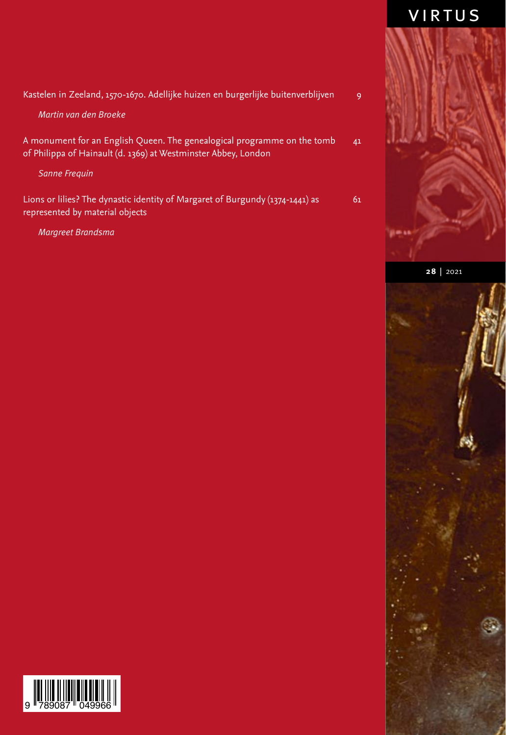# VIRTUS

**28** | 2021

Kastelen in Zeeland, 1570-1670. Adellijke huizen en burgerlijke buitenverblijven — 9

*Martin van den Broeke*

A monument for an English Queen. The genealogical programme on the tomb of Philippa of Hainault (d. 1369) at Westminster Abbey, London — 41

*Sanne Frequin*

Lions or lilies? The dynastic identity of Margaret of Burgundy (1374-1441) as represented by material objects — 61

*Margreet Brandsma*

9 789087 049966